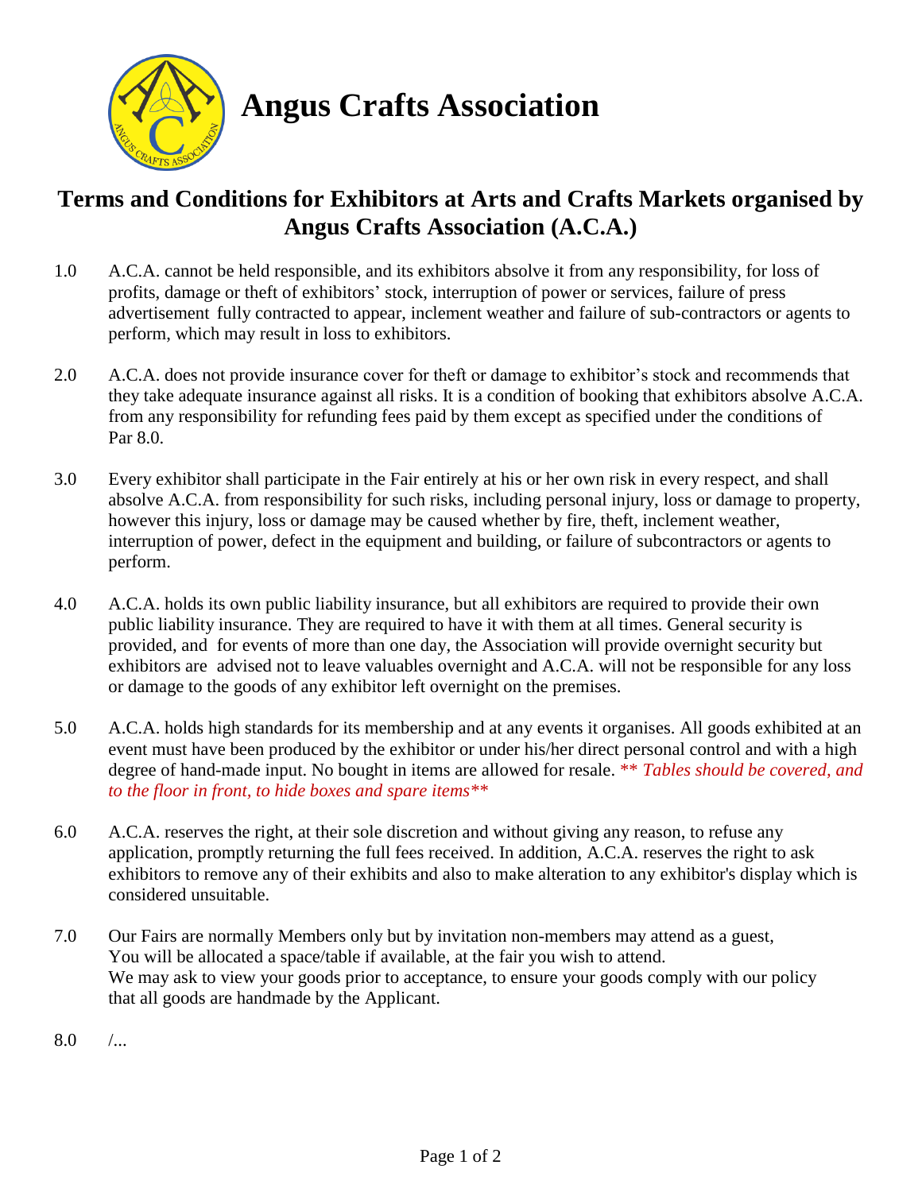# Angus Crafts Association

## Terms and Conditions for Exhibitors at Arts and Crafts Markets organised by Angus Crafts Association (A.C.A.)

1.0 A.C.A. cannot be held responsible, and its exhibitors absolve it from any responsibility, for loss of profits, damage or theft of exhibitors' stock, interruption of power or services, failure of press advertisement fully contracted to appear, inclement weather and failure of sub-contractors or agents to perform, which may result in loss to exhibitors.

2.0 A.C.A. does not provide insurance cover for theft or damage to exhibitor's stock and recommends that they take adequate insurance against all risks. It is a condition of booking that exhibitors absolve A.C.A. from any responsibility for refunding fees paid by them except as specified under the conditions of Par 8.0.

3.0 Every exhibitor shall participate in the Fair entirely at his or her own risk in every respect, and shall absolve A.C.A. from responsibility for such risks, including personal injury, loss or damage to property, however this injury, loss or damage may be caused whether by fire, theft, inclement weather, interruption of power, defect in the equipment and building, or failure of subcontractors or agents to perform.

4.0 A.C.A. holds its own public liability insurance, but all exhibitors are required to provide their own public liability insurance. They are required to have it with them at all times. General security is provided, and for events of more than one day, the Association will provide overnight security but exhibitors are advised not to leave valuables overnight and A.C.A. will not be responsible for any loss or damage to the goods of any exhibitor left overnight on the premises.

5.0 A.C.A. holds high standards for its membership and at any events it organises. All goods exhibited at an event must have been produced by the exhibitor or under his/her direct personal control and with a high degree of hand-made input. No bought in items are allowed for resale. *\*\* Tables should be covered, and to the floor in front, to hide boxes and spare items\*\**

6.0 A.C.A. reserves the right, at their sole discretion and without giving any reason, to refuse any application, promptly returning the full fees received. In addition, A.C.A. reserves the right to ask exhibitors to remove any of their exhibits and also to make alteration to any exhibitor's display which is considered unsuitable.

7.0 Our Fairs are normally Members only but by invitation non-members may attend as a guest, You will be allocated a space/table if available, at the fair you wish to attend. We may ask to view your goods prior to acceptance, to ensure your goods comply with our policy that all goods are handmade by the Applicant.

8.0 /...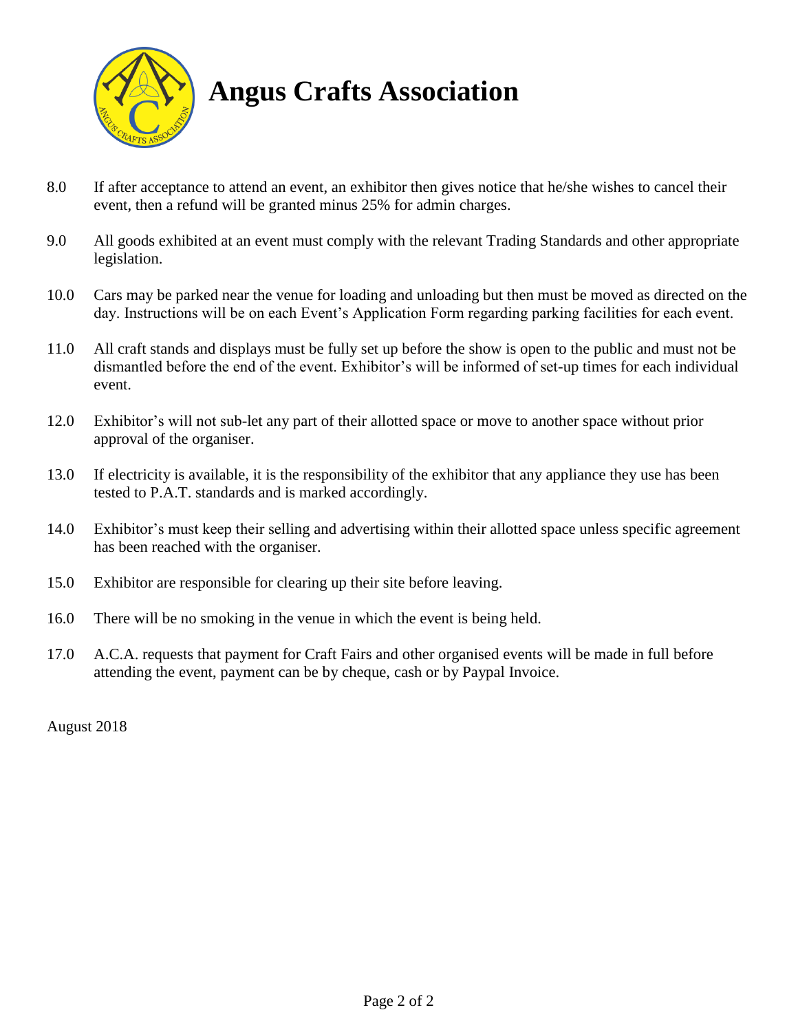# Angus Crafts Association

8.0 If after acceptance to attend an event, an exhibitor then gives notice that he/she wishes to cancel their event, then a refund will be granted minus 25% for admin charges.

9.0 All goods exhibited at an event must comply with the relevant Trading Standards and other appropriate legislation.

10.0 Cars may be parked near the venue for loading and unloading but then must be moved as directed on the day. Instructions will be on each Event's Application Form regarding parking facilities for each event.

11.0 All craft stands and displays must be fully set up before the show is open to the public and must not be dismantled before the end of the event. Exhibitor's will be informed of set-up times for each individual event.

12.0 Exhibitor's will not sub-let any part of their allotted space or move to another space without prior approval of the organiser.

13.0 If electricity is available, it is the responsibility of the exhibitor that any appliance they use has been tested to P.A.T. standards and is marked accordingly.

14.0 Exhibitor's must keep their selling and advertising within their allotted space unless specific agreement has been reached with the organiser.

15.0 Exhibitor are responsible for clearing up their site before leaving.

16.0 There will be no smoking in the venue in which the event is being held.

17.0 A.C.A. requests that payment for Craft Fairs and other organised events will be made in full before attending the event, payment can be by cheque, cash or by Paypal Invoice.

August 2018